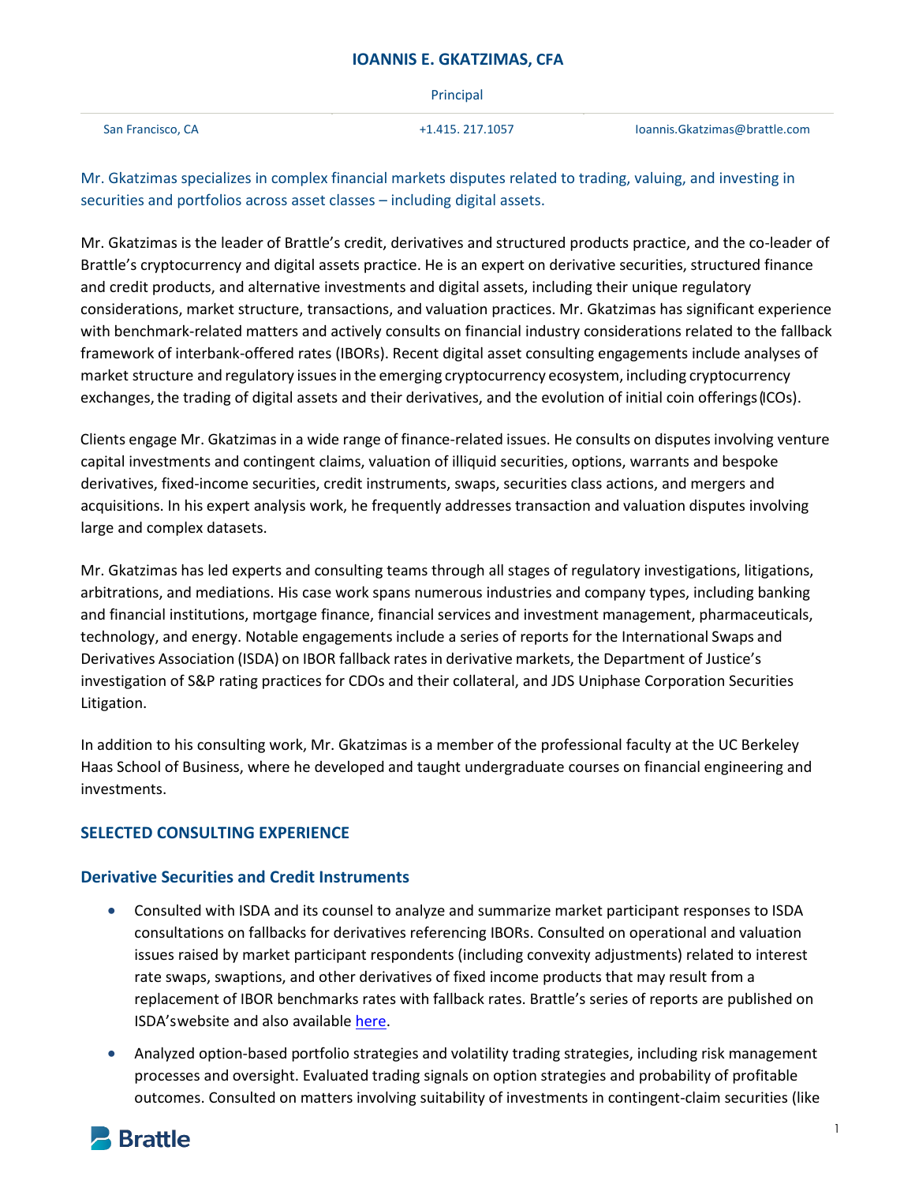# IOANNIS E. GKATZIMAS, CFA

Principal

San Francisco, CA | +1.415. 217.1057 | Ioannis.Gkatzimas@brattle.com

Mr. Gkatzimas specializes in complex financial markets disputes related to trading, valuing, and investing in securities and portfolios across asset classes – including digital assets.

Mr. Gkatzimas is the leader of Brattle's credit, derivatives and structured products practice, and the co-leader of Brattle's cryptocurrency and digital assets practice. He is an expert on derivative securities, structured finance and credit products, and alternative investments and digital assets, including their unique regulatory considerations, market structure, transactions, and valuation practices. Mr. Gkatzimas has significant experience with benchmark-related matters and actively consults on financial industry considerations related to the fallback framework of interbank-offered rates (IBORs). Recent digital asset consulting engagements include analyses of market structure and regulatory issues in the emerging cryptocurrency ecosystem, including cryptocurrency exchanges, the trading of digital assets and their derivatives, and the evolution of initial coin offerings (ICOs).

Clients engage Mr. Gkatzimas in a wide range of finance-related issues. He consults on disputes involving venture capital investments and contingent claims, valuation of illiquid securities, options, warrants and bespoke derivatives, fixed-income securities, credit instruments, swaps, securities class actions, and mergers and acquisitions. In his expert analysis work, he frequently addresses transaction and valuation disputes involving large and complex datasets.

Mr. Gkatzimas has led experts and consulting teams through all stages of regulatory investigations, litigations, arbitrations, and mediations. His case work spans numerous industries and company types, including banking and financial institutions, mortgage finance, financial services and investment management, pharmaceuticals, technology, and energy. Notable engagements include a series of reports for the International Swaps and Derivatives Association (ISDA) on IBOR fallback rates in derivative markets, the Department of Justice's investigation of S&P rating practices for CDOs and their collateral, and JDS Uniphase Corporation Securities Litigation.

In addition to his consulting work, Mr. Gkatzimas is a member of the professional faculty at the UC Berkeley Haas School of Business, where he developed and taught undergraduate courses on financial engineering and investments.

## SELECTED CONSULTING EXPERIENCE

### Derivative Securities and Credit Instruments

- Consulted with ISDA and its counsel to analyze and summarize market participant responses to ISDA consultations on fallbacks for derivatives referencing IBORs. Consulted on operational and valuation issues raised by market participant respondents (including convexity adjustments) related to interest rate swaps, swaptions, and other derivatives of fixed income products that may result from a replacement of IBOR benchmarks rates with fallback rates. Brattle's series of reports are published on ISDA's website and also available here.
- Analyzed option-based portfolio strategies and volatility trading strategies, including risk management processes and oversight. Evaluated trading signals on option strategies and probability of profitable outcomes. Consulted on matters involving suitability of investments in contingent-claim securities (like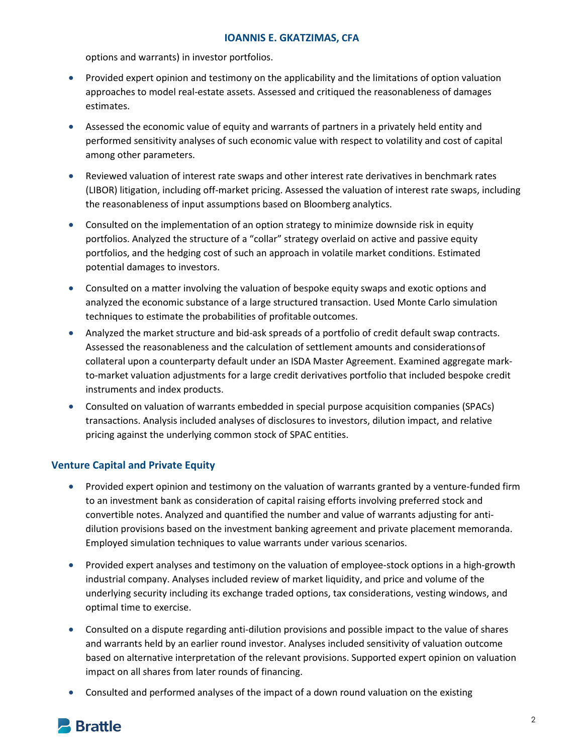options and warrants) in investor portfolios.

- Provided expert opinion and testimony on the applicability and the limitations of option valuation approaches to model real-estate assets. Assessed and critiqued the reasonableness of damages estimates.
- Assessed the economic value of equity and warrants of partners in a privately held entity and performed sensitivity analyses of such economic value with respect to volatility and cost of capital among other parameters.
- Reviewed valuation of interest rate swaps and other interest rate derivatives in benchmark rates (LIBOR) litigation, including off-market pricing. Assessed the valuation of interest rate swaps, including the reasonableness of input assumptions based on Bloomberg analytics.
- Consulted on the implementation of an option strategy to minimize downside risk in equity portfolios. Analyzed the structure of a "collar" strategy overlaid on active and passive equity portfolios, and the hedging cost of such an approach in volatile market conditions. Estimated potential damages to investors.
- Consulted on a matter involving the valuation of bespoke equity swaps and exotic options and analyzed the economic substance of a large structured transaction. Used Monte Carlo simulation techniques to estimate the probabilities of profitable outcomes.
- Analyzed the market structure and bid-ask spreads of a portfolio of credit default swap contracts. Assessed the reasonableness and the calculation of settlement amounts and considerations of collateral upon a counterparty default under an ISDA Master Agreement. Examined aggregate mark-to-market valuation adjustments for a large credit derivatives portfolio that included bespoke credit instruments and index products.
- Consulted on valuation of warrants embedded in special purpose acquisition companies (SPACs) transactions. Analysis included analyses of disclosures to investors, dilution impact, and relative pricing against the underlying common stock of SPAC entities.

## Venture Capital and Private Equity

- Provided expert opinion and testimony on the valuation of warrants granted by a venture-funded firm to an investment bank as consideration of capital raising efforts involving preferred stock and convertible notes. Analyzed and quantified the number and value of warrants adjusting for anti-dilution provisions based on the investment banking agreement and private placement memoranda. Employed simulation techniques to value warrants under various scenarios.
- Provided expert analyses and testimony on the valuation of employee-stock options in a high-growth industrial company. Analyses included review of market liquidity, and price and volume of the underlying security including its exchange traded options, tax considerations, vesting windows, and optimal time to exercise.
- Consulted on a dispute regarding anti-dilution provisions and possible impact to the value of shares and warrants held by an earlier round investor. Analyses included sensitivity of valuation outcome based on alternative interpretation of the relevant provisions. Supported expert opinion on valuation impact on all shares from later rounds of financing.
- Consulted and performed analyses of the impact of a down round valuation on the existing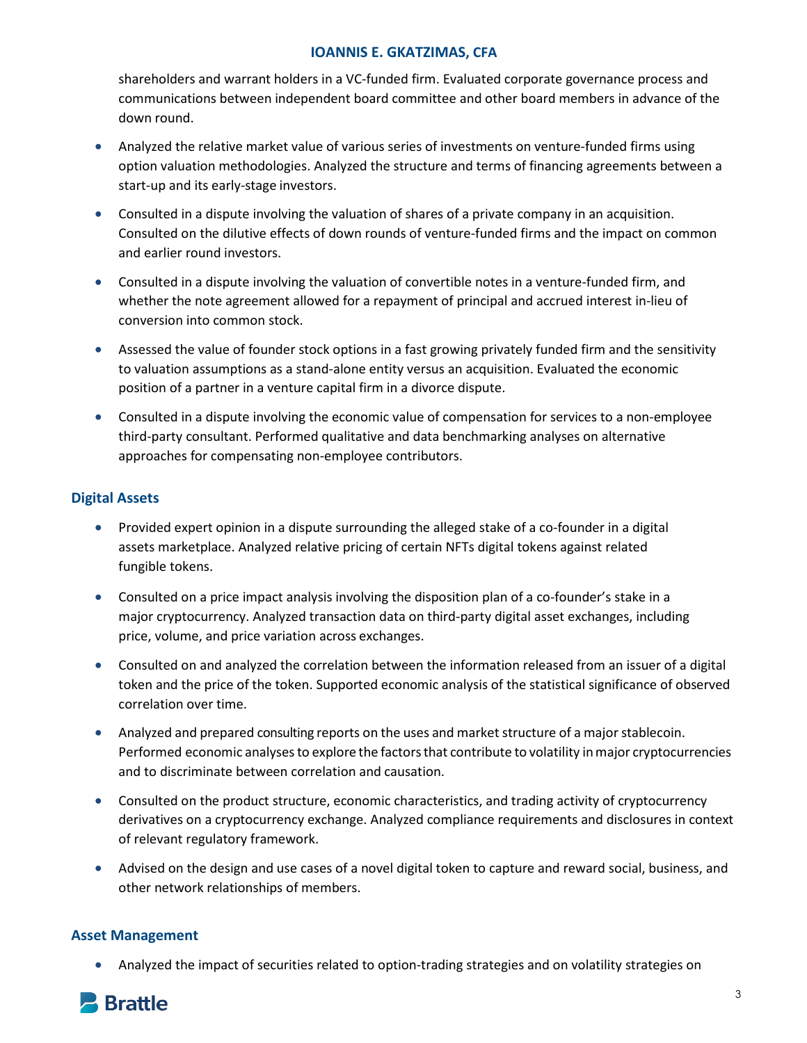shareholders and warrant holders in a VC-funded firm. Evaluated corporate governance process and communications between independent board committee and other board members in advance of the down round.

- Analyzed the relative market value of various series of investments on venture-funded firms using option valuation methodologies. Analyzed the structure and terms of financing agreements between a start-up and its early-stage investors.
- Consulted in a dispute involving the valuation of shares of a private company in an acquisition. Consulted on the dilutive effects of down rounds of venture-funded firms and the impact on common and earlier round investors.
- Consulted in a dispute involving the valuation of convertible notes in a venture-funded firm, and whether the note agreement allowed for a repayment of principal and accrued interest in-lieu of conversion into common stock.
- Assessed the value of founder stock options in a fast growing privately funded firm and the sensitivity to valuation assumptions as a stand-alone entity versus an acquisition. Evaluated the economic position of a partner in a venture capital firm in a divorce dispute.
- Consulted in a dispute involving the economic value of compensation for services to a non-employee third-party consultant. Performed qualitative and data benchmarking analyses on alternative approaches for compensating non-employee contributors.

## Digital Assets

- Provided expert opinion in a dispute surrounding the alleged stake of a co-founder in a digital assets marketplace. Analyzed relative pricing of certain NFTs digital tokens against related fungible tokens.
- Consulted on a price impact analysis involving the disposition plan of a co-founder's stake in a major cryptocurrency. Analyzed transaction data on third-party digital asset exchanges, including price, volume, and price variation across exchanges.
- Consulted on and analyzed the correlation between the information released from an issuer of a digital token and the price of the token. Supported economic analysis of the statistical significance of observed correlation over time.
- Analyzed and prepared consulting reports on the uses and market structure of a major stablecoin. Performed economic analyses to explore the factors that contribute to volatility in major cryptocurrencies and to discriminate between correlation and causation.
- Consulted on the product structure, economic characteristics, and trading activity of cryptocurrency derivatives on a cryptocurrency exchange. Analyzed compliance requirements and disclosures in context of relevant regulatory framework.
- Advised on the design and use cases of a novel digital token to capture and reward social, business, and other network relationships of members.

## Asset Management

- Analyzed the impact of securities related to option-trading strategies and on volatility strategies on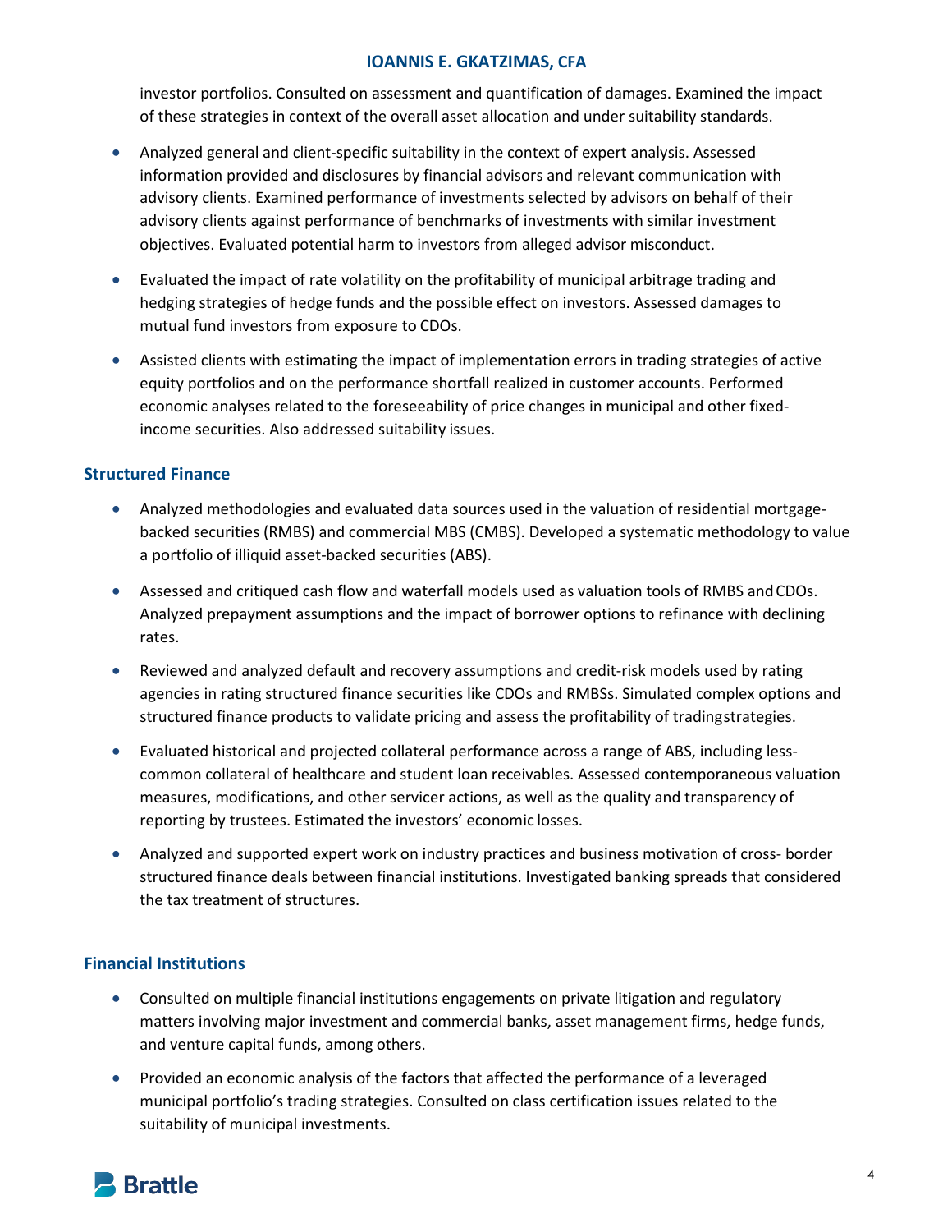investor portfolios. Consulted on assessment and quantification of damages. Examined the impact of these strategies in context of the overall asset allocation and under suitability standards.

- Analyzed general and client-specific suitability in the context of expert analysis. Assessed information provided and disclosures by financial advisors and relevant communication with advisory clients. Examined performance of investments selected by advisors on behalf of their advisory clients against performance of benchmarks of investments with similar investment objectives. Evaluated potential harm to investors from alleged advisor misconduct.
- Evaluated the impact of rate volatility on the profitability of municipal arbitrage trading and hedging strategies of hedge funds and the possible effect on investors. Assessed damages to mutual fund investors from exposure to CDOs.
- Assisted clients with estimating the impact of implementation errors in trading strategies of active equity portfolios and on the performance shortfall realized in customer accounts. Performed economic analyses related to the foreseeability of price changes in municipal and other fixed-income securities. Also addressed suitability issues.

## Structured Finance

- Analyzed methodologies and evaluated data sources used in the valuation of residential mortgage-backed securities (RMBS) and commercial MBS (CMBS). Developed a systematic methodology to value a portfolio of illiquid asset-backed securities (ABS).
- Assessed and critiqued cash flow and waterfall models used as valuation tools of RMBS and CDOs. Analyzed prepayment assumptions and the impact of borrower options to refinance with declining rates.
- Reviewed and analyzed default and recovery assumptions and credit-risk models used by rating agencies in rating structured finance securities like CDOs and RMBSs. Simulated complex options and structured finance products to validate pricing and assess the profitability of trading strategies.
- Evaluated historical and projected collateral performance across a range of ABS, including less-common collateral of healthcare and student loan receivables. Assessed contemporaneous valuation measures, modifications, and other servicer actions, as well as the quality and transparency of reporting by trustees. Estimated the investors' economic losses.
- Analyzed and supported expert work on industry practices and business motivation of cross- border structured finance deals between financial institutions. Investigated banking spreads that considered the tax treatment of structures.

## Financial Institutions

- Consulted on multiple financial institutions engagements on private litigation and regulatory matters involving major investment and commercial banks, asset management firms, hedge funds, and venture capital funds, among others.
- Provided an economic analysis of the factors that affected the performance of a leveraged municipal portfolio's trading strategies. Consulted on class certification issues related to the suitability of municipal investments.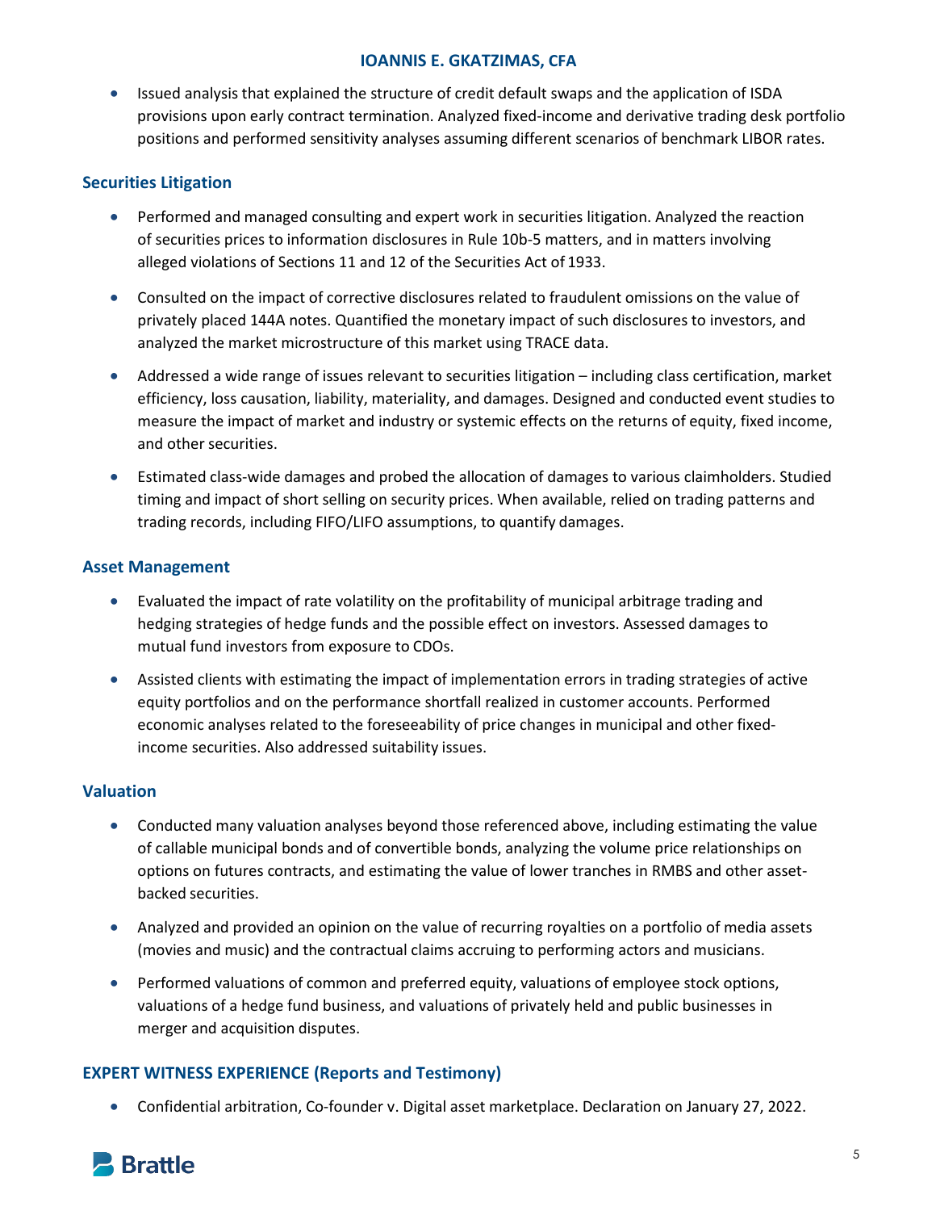- Issued analysis that explained the structure of credit default swaps and the application of ISDA provisions upon early contract termination. Analyzed fixed-income and derivative trading desk portfolio positions and performed sensitivity analyses assuming different scenarios of benchmark LIBOR rates.

## Securities Litigation

- Performed and managed consulting and expert work in securities litigation. Analyzed the reaction of securities prices to information disclosures in Rule 10b-5 matters, and in matters involving alleged violations of Sections 11 and 12 of the Securities Act of 1933.
- Consulted on the impact of corrective disclosures related to fraudulent omissions on the value of privately placed 144A notes. Quantified the monetary impact of such disclosures to investors, and analyzed the market microstructure of this market using TRACE data.
- Addressed a wide range of issues relevant to securities litigation – including class certification, market efficiency, loss causation, liability, materiality, and damages. Designed and conducted event studies to measure the impact of market and industry or systemic effects on the returns of equity, fixed income, and other securities.
- Estimated class-wide damages and probed the allocation of damages to various claimholders. Studied timing and impact of short selling on security prices. When available, relied on trading patterns and trading records, including FIFO/LIFO assumptions, to quantify damages.

## Asset Management

- Evaluated the impact of rate volatility on the profitability of municipal arbitrage trading and hedging strategies of hedge funds and the possible effect on investors. Assessed damages to mutual fund investors from exposure to CDOs.
- Assisted clients with estimating the impact of implementation errors in trading strategies of active equity portfolios and on the performance shortfall realized in customer accounts. Performed economic analyses related to the foreseeability of price changes in municipal and other fixed-income securities. Also addressed suitability issues.

## Valuation

- Conducted many valuation analyses beyond those referenced above, including estimating the value of callable municipal bonds and of convertible bonds, analyzing the volume price relationships on options on futures contracts, and estimating the value of lower tranches in RMBS and other asset-backed securities.
- Analyzed and provided an opinion on the value of recurring royalties on a portfolio of media assets (movies and music) and the contractual claims accruing to performing actors and musicians.
- Performed valuations of common and preferred equity, valuations of employee stock options, valuations of a hedge fund business, and valuations of privately held and public businesses in merger and acquisition disputes.

## EXPERT WITNESS EXPERIENCE (Reports and Testimony)

- Confidential arbitration, Co-founder v. Digital asset marketplace. Declaration on January 27, 2022.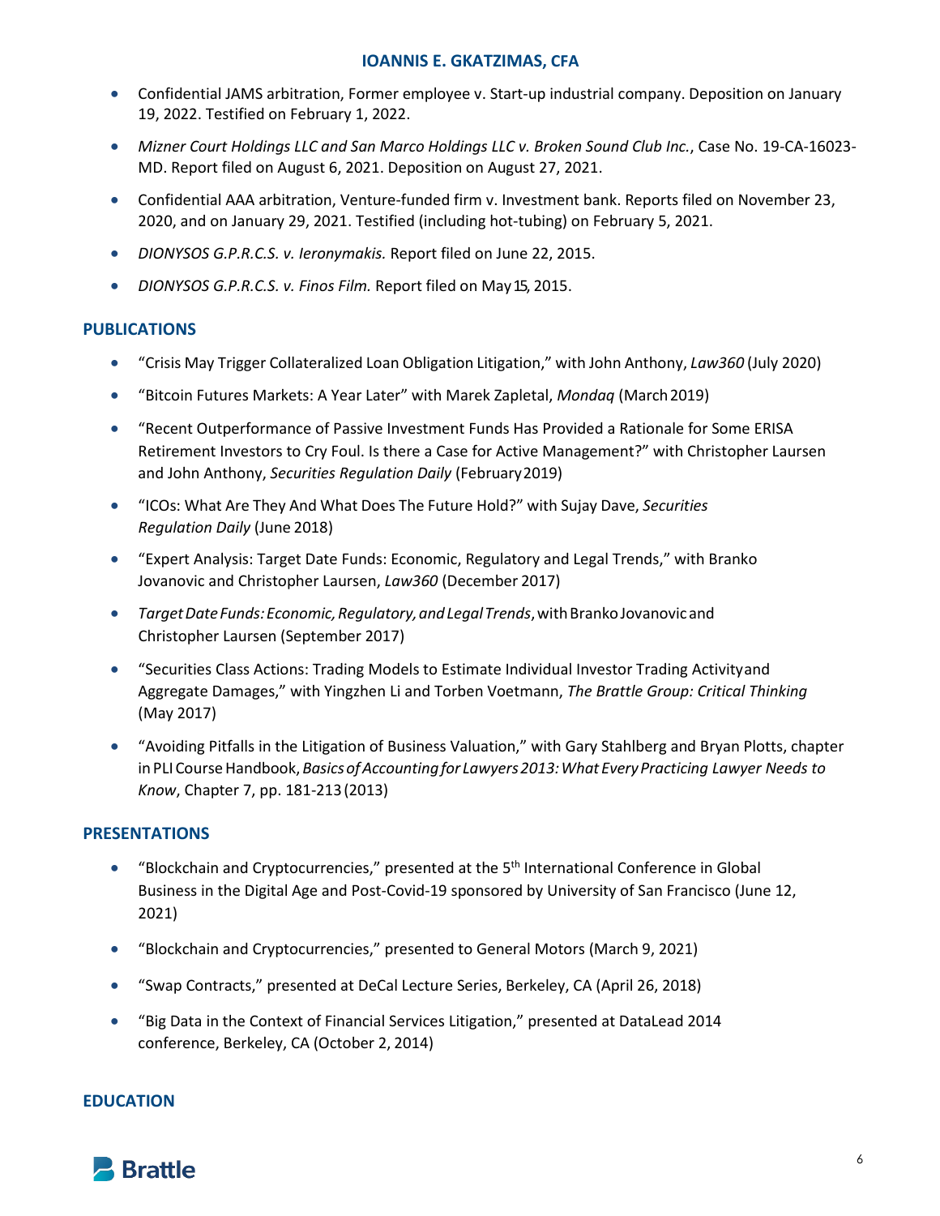- Confidential JAMS arbitration, Former employee v. Start-up industrial company. Deposition on January 19, 2022. Testified on February 1, 2022.
- *Mizner Court Holdings LLC and San Marco Holdings LLC v. Broken Sound Club Inc.*, Case No. 19-CA-16023-MD. Report filed on August 6, 2021. Deposition on August 27, 2021.
- Confidential AAA arbitration, Venture-funded firm v. Investment bank. Reports filed on November 23, 2020, and on January 29, 2021. Testified (including hot-tubing) on February 5, 2021.
- *DIONYSOS G.P.R.C.S. v. Ieronymakis.* Report filed on June 22, 2015.
- *DIONYSOS G.P.R.C.S. v. Finos Film.* Report filed on May 15, 2015.

## PUBLICATIONS

- "Crisis May Trigger Collateralized Loan Obligation Litigation," with John Anthony, *Law360* (July 2020)
- "Bitcoin Futures Markets: A Year Later" with Marek Zapletal, *Mondaq* (March 2019)
- "Recent Outperformance of Passive Investment Funds Has Provided a Rationale for Some ERISA Retirement Investors to Cry Foul. Is there a Case for Active Management?" with Christopher Laursen and John Anthony, *Securities Regulation Daily* (February 2019)
- "ICOs: What Are They And What Does The Future Hold?" with Sujay Dave, *Securities Regulation Daily* (June 2018)
- "Expert Analysis: Target Date Funds: Economic, Regulatory and Legal Trends," with Branko Jovanovic and Christopher Laursen, *Law360* (December 2017)
- *Target Date Funds: Economic, Regulatory, and Legal Trends*, with Branko Jovanovic and Christopher Laursen (September 2017)
- "Securities Class Actions: Trading Models to Estimate Individual Investor Trading Activity and Aggregate Damages," with Yingzhen Li and Torben Voetmann, *The Brattle Group: Critical Thinking* (May 2017)
- "Avoiding Pitfalls in the Litigation of Business Valuation," with Gary Stahlberg and Bryan Plotts, chapter in PLI Course Handbook, *Basics of Accounting for Lawyers 2013: What Every Practicing Lawyer Needs to Know*, Chapter 7, pp. 181-213 (2013)

## PRESENTATIONS

- "Blockchain and Cryptocurrencies," presented at the 5th International Conference in Global Business in the Digital Age and Post-Covid-19 sponsored by University of San Francisco (June 12, 2021)
- "Blockchain and Cryptocurrencies," presented to General Motors (March 9, 2021)
- "Swap Contracts," presented at DeCal Lecture Series, Berkeley, CA (April 26, 2018)
- "Big Data in the Context of Financial Services Litigation," presented at DataLead 2014 conference, Berkeley, CA (October 2, 2014)

## EDUCATION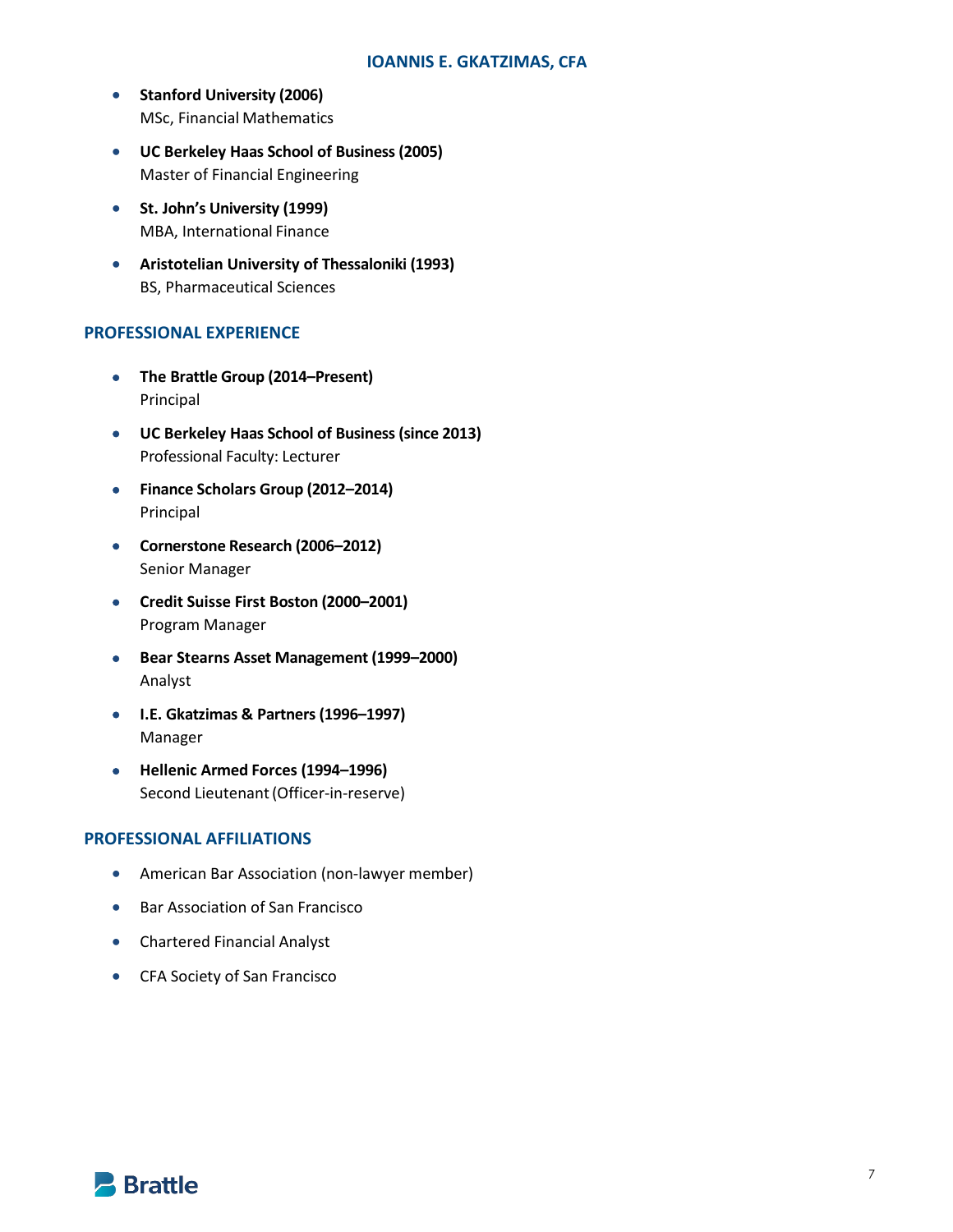- **Stanford University (2006)**
  MSc, Financial Mathematics
- **UC Berkeley Haas School of Business (2005)**
  Master of Financial Engineering
- **St. John's University (1999)**
  MBA, International Finance
- **Aristotelian University of Thessaloniki (1993)**
  BS, Pharmaceutical Sciences

## PROFESSIONAL EXPERIENCE

- **The Brattle Group (2014–Present)**
  Principal
- **UC Berkeley Haas School of Business (since 2013)**
  Professional Faculty: Lecturer
- **Finance Scholars Group (2012–2014)**
  Principal
- **Cornerstone Research (2006–2012)**
  Senior Manager
- **Credit Suisse First Boston (2000–2001)**
  Program Manager
- **Bear Stearns Asset Management (1999–2000)**
  Analyst
- **I.E. Gkatzimas & Partners (1996–1997)**
  Manager
- **Hellenic Armed Forces (1994–1996)**
  Second Lieutenant (Officer-in-reserve)

## PROFESSIONAL AFFILIATIONS

- American Bar Association (non-lawyer member)
- Bar Association of San Francisco
- Chartered Financial Analyst
- CFA Society of San Francisco